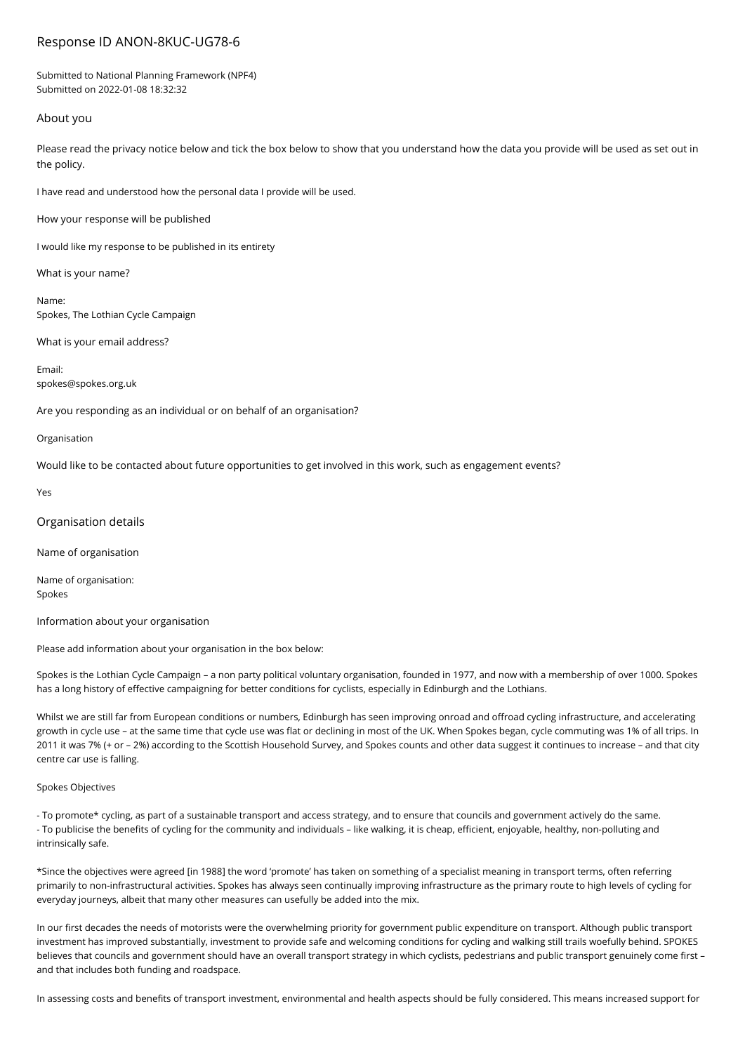# Response ID ANON-8KUC-UG78-6

Submitted to National Planning Framework (NPF4)
Submitted on 2022-01-08 18:32:32

## About you

Please read the privacy notice below and tick the box below to show that you understand how the data you provide will be used as set out in the policy.

I have read and understood how the personal data I provide will be used.

How your response will be published

I would like my response to be published in its entirety

What is your name?

Name:
Spokes, The Lothian Cycle Campaign

What is your email address?

Email:
spokes@spokes.org.uk

Are you responding as an individual or on behalf of an organisation?

Organisation

Would like to be contacted about future opportunities to get involved in this work, such as engagement events?

Yes

## Organisation details

Name of organisation

Name of organisation:
Spokes

Information about your organisation

Please add information about your organisation in the box below:

Spokes is the Lothian Cycle Campaign – a non party political voluntary organisation, founded in 1977, and now with a membership of over 1000. Spokes has a long history of effective campaigning for better conditions for cyclists, especially in Edinburgh and the Lothians.

Whilst we are still far from European conditions or numbers, Edinburgh has seen improving onroad and offroad cycling infrastructure, and accelerating growth in cycle use – at the same time that cycle use was flat or declining in most of the UK. When Spokes began, cycle commuting was 1% of all trips. In 2011 it was 7% (+ or – 2%) according to the Scottish Household Survey, and Spokes counts and other data suggest it continues to increase – and that city centre car use is falling.

Spokes Objectives

- To promote* cycling, as part of a sustainable transport and access strategy, and to ensure that councils and government actively do the same.
- To publicise the benefits of cycling for the community and individuals – like walking, it is cheap, efficient, enjoyable, healthy, non-polluting and intrinsically safe.

*Since the objectives were agreed [in 1988] the word 'promote' has taken on something of a specialist meaning in transport terms, often referring primarily to non-infrastructural activities. Spokes has always seen continually improving infrastructure as the primary route to high levels of cycling for everyday journeys, albeit that many other measures can usefully be added into the mix.

In our first decades the needs of motorists were the overwhelming priority for government public expenditure on transport. Although public transport investment has improved substantially, investment to provide safe and welcoming conditions for cycling and walking still trails woefully behind. SPOKES believes that councils and government should have an overall transport strategy in which cyclists, pedestrians and public transport genuinely come first – and that includes both funding and roadspace.

In assessing costs and benefits of transport investment, environmental and health aspects should be fully considered. This means increased support for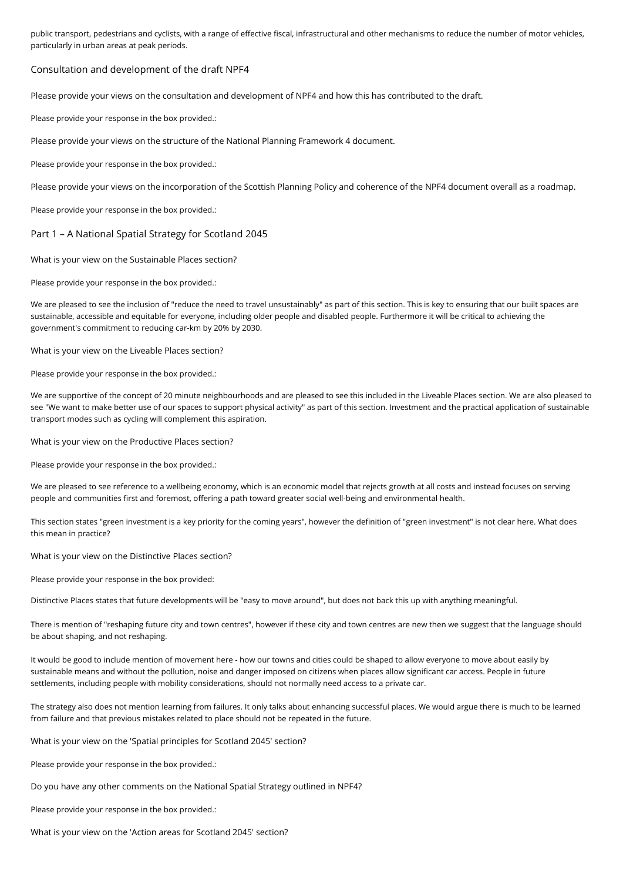public transport, pedestrians and cyclists, with a range of effective fiscal, infrastructural and other mechanisms to reduce the number of motor vehicles, particularly in urban areas at peak periods.

## Consultation and development of the draft NPF4

Please provide your views on the consultation and development of NPF4 and how this has contributed to the draft.

Please provide your response in the box provided.:

Please provide your views on the structure of the National Planning Framework 4 document.

Please provide your response in the box provided.:

Please provide your views on the incorporation of the Scottish Planning Policy and coherence of the NPF4 document overall as a roadmap.

Please provide your response in the box provided.:

## Part 1 – A National Spatial Strategy for Scotland 2045

What is your view on the Sustainable Places section?

Please provide your response in the box provided.:

We are pleased to see the inclusion of "reduce the need to travel unsustainably" as part of this section. This is key to ensuring that our built spaces are sustainable, accessible and equitable for everyone, including older people and disabled people. Furthermore it will be critical to achieving the government's commitment to reducing car-km by 20% by 2030.

What is your view on the Liveable Places section?

Please provide your response in the box provided.:

We are supportive of the concept of 20 minute neighbourhoods and are pleased to see this included in the Liveable Places section. We are also pleased to see "We want to make better use of our spaces to support physical activity" as part of this section. Investment and the practical application of sustainable transport modes such as cycling will complement this aspiration.

What is your view on the Productive Places section?

Please provide your response in the box provided.:

We are pleased to see reference to a wellbeing economy, which is an economic model that rejects growth at all costs and instead focuses on serving people and communities first and foremost, offering a path toward greater social well-being and environmental health.

This section states "green investment is a key priority for the coming years", however the definition of "green investment" is not clear here. What does this mean in practice?

What is your view on the Distinctive Places section?

Please provide your response in the box provided:

Distinctive Places states that future developments will be "easy to move around", but does not back this up with anything meaningful.

There is mention of "reshaping future city and town centres", however if these city and town centres are new then we suggest that the language should be about shaping, and not reshaping.

It would be good to include mention of movement here - how our towns and cities could be shaped to allow everyone to move about easily by sustainable means and without the pollution, noise and danger imposed on citizens when places allow significant car access. People in future settlements, including people with mobility considerations, should not normally need access to a private car.

The strategy also does not mention learning from failures. It only talks about enhancing successful places. We would argue there is much to be learned from failure and that previous mistakes related to place should not be repeated in the future.

What is your view on the 'Spatial principles for Scotland 2045' section?

Please provide your response in the box provided.:

Do you have any other comments on the National Spatial Strategy outlined in NPF4?

Please provide your response in the box provided.:

What is your view on the 'Action areas for Scotland 2045' section?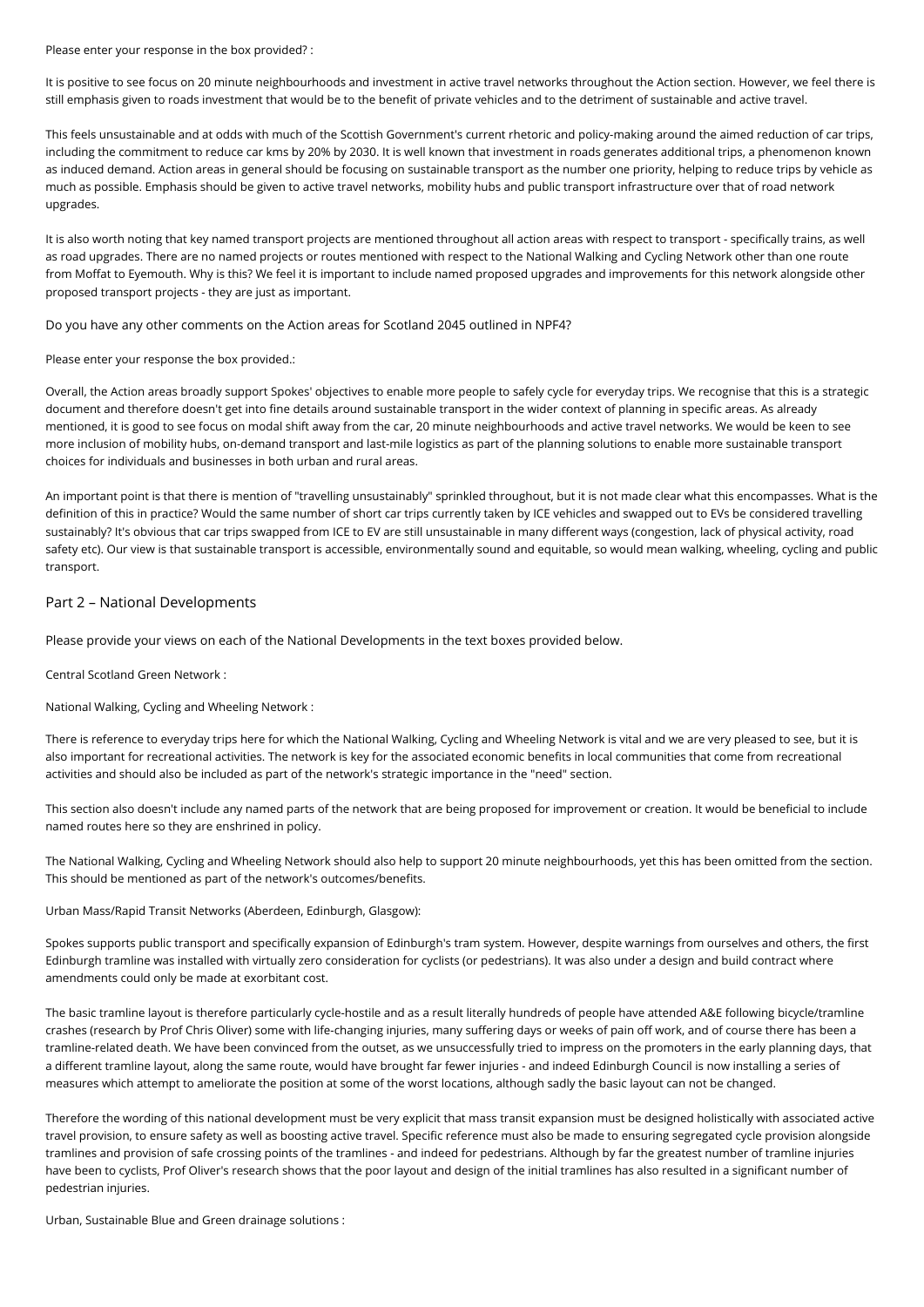Please enter your response in the box provided? :

It is positive to see focus on 20 minute neighbourhoods and investment in active travel networks throughout the Action section. However, we feel there is still emphasis given to roads investment that would be to the benefit of private vehicles and to the detriment of sustainable and active travel.

This feels unsustainable and at odds with much of the Scottish Government's current rhetoric and policy-making around the aimed reduction of car trips, including the commitment to reduce car kms by 20% by 2030. It is well known that investment in roads generates additional trips, a phenomenon known as induced demand. Action areas in general should be focusing on sustainable transport as the number one priority, helping to reduce trips by vehicle as much as possible. Emphasis should be given to active travel networks, mobility hubs and public transport infrastructure over that of road network upgrades.

It is also worth noting that key named transport projects are mentioned throughout all action areas with respect to transport - specifically trains, as well as road upgrades. There are no named projects or routes mentioned with respect to the National Walking and Cycling Network other than one route from Moffat to Eyemouth. Why is this? We feel it is important to include named proposed upgrades and improvements for this network alongside other proposed transport projects - they are just as important.

Do you have any other comments on the Action areas for Scotland 2045 outlined in NPF4?

Please enter your response the box provided.:

Overall, the Action areas broadly support Spokes' objectives to enable more people to safely cycle for everyday trips. We recognise that this is a strategic document and therefore doesn't get into fine details around sustainable transport in the wider context of planning in specific areas. As already mentioned, it is good to see focus on modal shift away from the car, 20 minute neighbourhoods and active travel networks. We would be keen to see more inclusion of mobility hubs, on-demand transport and last-mile logistics as part of the planning solutions to enable more sustainable transport choices for individuals and businesses in both urban and rural areas.

An important point is that there is mention of "travelling unsustainably" sprinkled throughout, but it is not made clear what this encompasses. What is the definition of this in practice? Would the same number of short car trips currently taken by ICE vehicles and swapped out to EVs be considered travelling sustainably? It's obvious that car trips swapped from ICE to EV are still unsustainable in many different ways (congestion, lack of physical activity, road safety etc). Our view is that sustainable transport is accessible, environmentally sound and equitable, so would mean walking, wheeling, cycling and public transport.

## Part 2 – National Developments

Please provide your views on each of the National Developments in the text boxes provided below.

Central Scotland Green Network :

National Walking, Cycling and Wheeling Network :

There is reference to everyday trips here for which the National Walking, Cycling and Wheeling Network is vital and we are very pleased to see, but it is also important for recreational activities. The network is key for the associated economic benefits in local communities that come from recreational activities and should also be included as part of the network's strategic importance in the "need" section.

This section also doesn't include any named parts of the network that are being proposed for improvement or creation. It would be beneficial to include named routes here so they are enshrined in policy.

The National Walking, Cycling and Wheeling Network should also help to support 20 minute neighbourhoods, yet this has been omitted from the section. This should be mentioned as part of the network's outcomes/benefits.

Urban Mass/Rapid Transit Networks (Aberdeen, Edinburgh, Glasgow):

Spokes supports public transport and specifically expansion of Edinburgh's tram system. However, despite warnings from ourselves and others, the first Edinburgh tramline was installed with virtually zero consideration for cyclists (or pedestrians). It was also under a design and build contract where amendments could only be made at exorbitant cost.

The basic tramline layout is therefore particularly cycle-hostile and as a result literally hundreds of people have attended A&E following bicycle/tramline crashes (research by Prof Chris Oliver) some with life-changing injuries, many suffering days or weeks of pain off work, and of course there has been a tramline-related death. We have been convinced from the outset, as we unsuccessfully tried to impress on the promoters in the early planning days, that a different tramline layout, along the same route, would have brought far fewer injuries - and indeed Edinburgh Council is now installing a series of measures which attempt to ameliorate the position at some of the worst locations, although sadly the basic layout can not be changed.

Therefore the wording of this national development must be very explicit that mass transit expansion must be designed holistically with associated active travel provision, to ensure safety as well as boosting active travel. Specific reference must also be made to ensuring segregated cycle provision alongside tramlines and provision of safe crossing points of the tramlines - and indeed for pedestrians. Although by far the greatest number of tramline injuries have been to cyclists, Prof Oliver's research shows that the poor layout and design of the initial tramlines has also resulted in a significant number of pedestrian injuries.

Urban, Sustainable Blue and Green drainage solutions :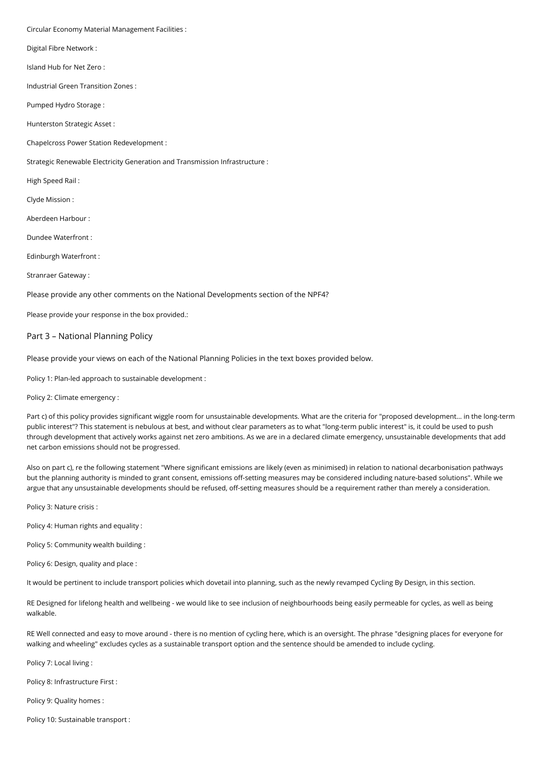Circular Economy Material Management Facilities :

Digital Fibre Network :

Island Hub for Net Zero :

Industrial Green Transition Zones :

Pumped Hydro Storage :

Hunterston Strategic Asset :

Chapelcross Power Station Redevelopment :

Strategic Renewable Electricity Generation and Transmission Infrastructure :

High Speed Rail :

Clyde Mission :

Aberdeen Harbour :

Dundee Waterfront :

Edinburgh Waterfront :

Stranraer Gateway :

Please provide any other comments on the National Developments section of the NPF4?

Please provide your response in the box provided.:

## Part 3 – National Planning Policy

Please provide your views on each of the National Planning Policies in the text boxes provided below.

Policy 1: Plan-led approach to sustainable development :

Policy 2: Climate emergency :

Part c) of this policy provides significant wiggle room for unsustainable developments. What are the criteria for "proposed development... in the long-term public interest"? This statement is nebulous at best, and without clear parameters as to what "long-term public interest" is, it could be used to push through development that actively works against net zero ambitions. As we are in a declared climate emergency, unsustainable developments that add net carbon emissions should not be progressed.

Also on part c), re the following statement "Where significant emissions are likely (even as minimised) in relation to national decarbonisation pathways but the planning authority is minded to grant consent, emissions off-setting measures may be considered including nature-based solutions". While we argue that any unsustainable developments should be refused, off-setting measures should be a requirement rather than merely a consideration.

Policy 3: Nature crisis :

Policy 4: Human rights and equality :

Policy 5: Community wealth building :

Policy 6: Design, quality and place :

It would be pertinent to include transport policies which dovetail into planning, such as the newly revamped Cycling By Design, in this section.

RE Designed for lifelong health and wellbeing - we would like to see inclusion of neighbourhoods being easily permeable for cycles, as well as being walkable.

RE Well connected and easy to move around - there is no mention of cycling here, which is an oversight. The phrase "designing places for everyone for walking and wheeling" excludes cycles as a sustainable transport option and the sentence should be amended to include cycling.

Policy 7: Local living :

Policy 8: Infrastructure First :

Policy 9: Quality homes :

Policy 10: Sustainable transport :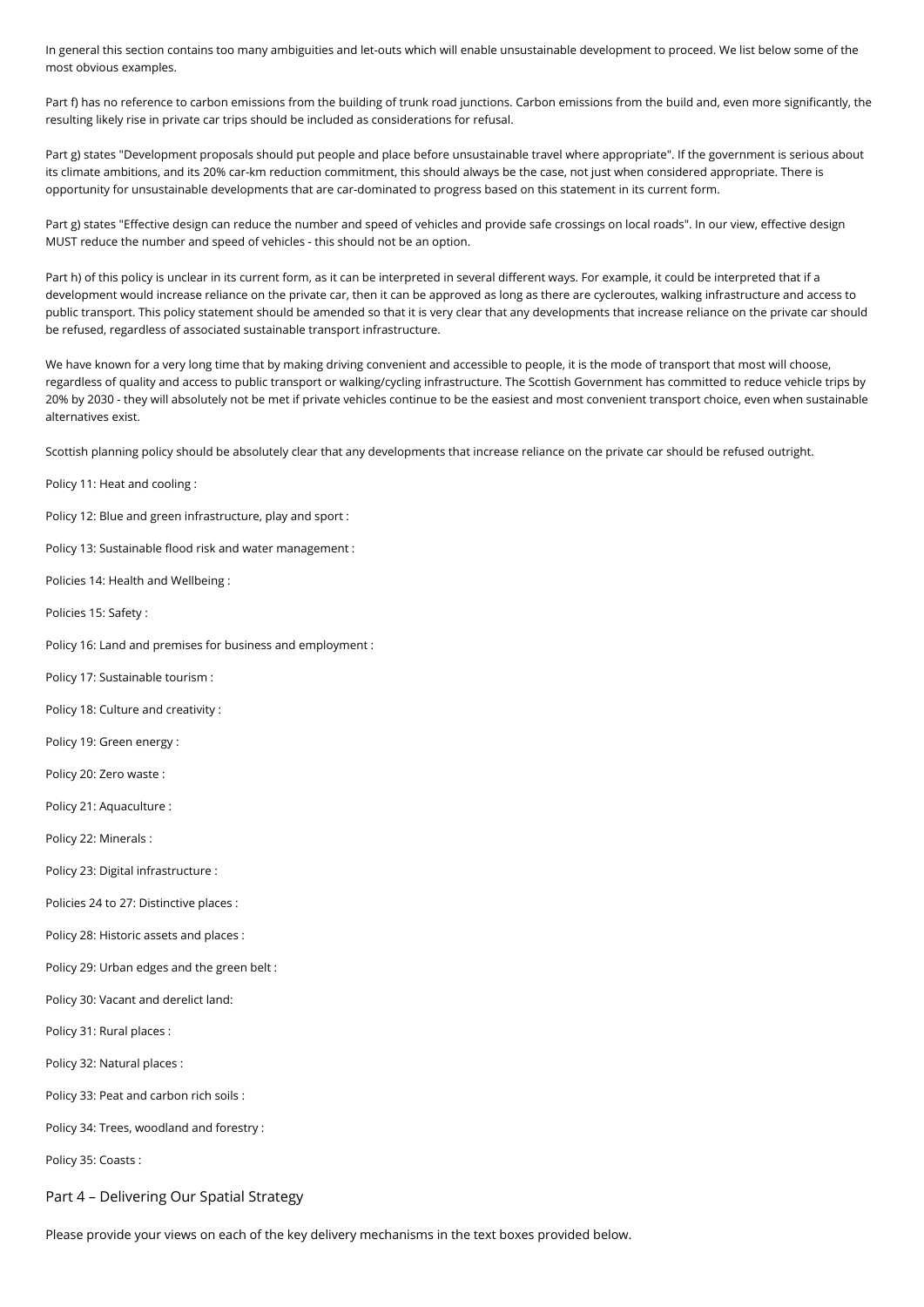In general this section contains too many ambiguities and let-outs which will enable unsustainable development to proceed. We list below some of the most obvious examples.

Part f) has no reference to carbon emissions from the building of trunk road junctions. Carbon emissions from the build and, even more significantly, the resulting likely rise in private car trips should be included as considerations for refusal.

Part g) states "Development proposals should put people and place before unsustainable travel where appropriate". If the government is serious about its climate ambitions, and its 20% car-km reduction commitment, this should always be the case, not just when considered appropriate. There is opportunity for unsustainable developments that are car-dominated to progress based on this statement in its current form.

Part g) states "Effective design can reduce the number and speed of vehicles and provide safe crossings on local roads". In our view, effective design MUST reduce the number and speed of vehicles - this should not be an option.

Part h) of this policy is unclear in its current form, as it can be interpreted in several different ways. For example, it could be interpreted that if a development would increase reliance on the private car, then it can be approved as long as there are cycleroutes, walking infrastructure and access to public transport. This policy statement should be amended so that it is very clear that any developments that increase reliance on the private car should be refused, regardless of associated sustainable transport infrastructure.

We have known for a very long time that by making driving convenient and accessible to people, it is the mode of transport that most will choose, regardless of quality and access to public transport or walking/cycling infrastructure. The Scottish Government has committed to reduce vehicle trips by 20% by 2030 - they will absolutely not be met if private vehicles continue to be the easiest and most convenient transport choice, even when sustainable alternatives exist.

Scottish planning policy should be absolutely clear that any developments that increase reliance on the private car should be refused outright.

Policy 11: Heat and cooling :

Policy 12: Blue and green infrastructure, play and sport :

Policy 13: Sustainable flood risk and water management :

Policies 14: Health and Wellbeing :

Policies 15: Safety :

Policy 16: Land and premises for business and employment :

Policy 17: Sustainable tourism :

Policy 18: Culture and creativity :

Policy 19: Green energy :

Policy 20: Zero waste :

Policy 21: Aquaculture :

Policy 22: Minerals :

Policy 23: Digital infrastructure :

Policies 24 to 27: Distinctive places :

Policy 28: Historic assets and places :

Policy 29: Urban edges and the green belt :

Policy 30: Vacant and derelict land:

Policy 31: Rural places :

Policy 32: Natural places :

Policy 33: Peat and carbon rich soils :

Policy 34: Trees, woodland and forestry :

Policy 35: Coasts :

## Part 4 – Delivering Our Spatial Strategy

Please provide your views on each of the key delivery mechanisms in the text boxes provided below.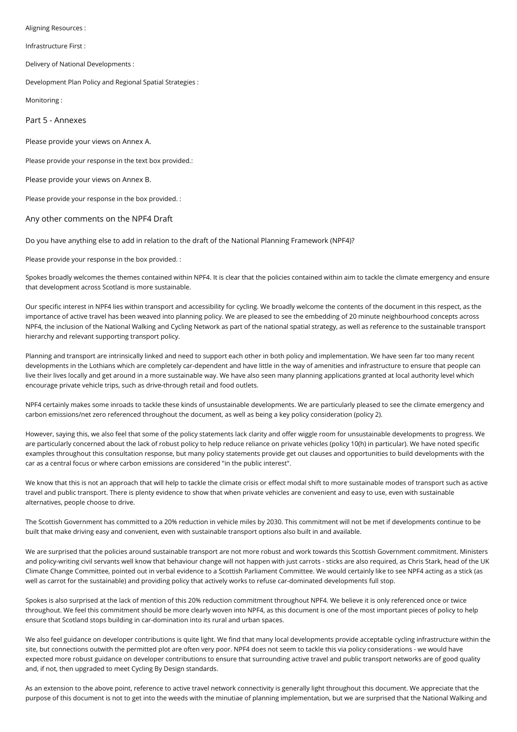Aligning Resources :

Infrastructure First :

Delivery of National Developments :

Development Plan Policy and Regional Spatial Strategies :

Monitoring :

## Part 5 - Annexes

Please provide your views on Annex A.

Please provide your response in the text box provided.:

Please provide your views on Annex B.

Please provide your response in the box provided. :

## Any other comments on the NPF4 Draft

Do you have anything else to add in relation to the draft of the National Planning Framework (NPF4)?

Please provide your response in the box provided. :

Spokes broadly welcomes the themes contained within NPF4. It is clear that the policies contained within aim to tackle the climate emergency and ensure that development across Scotland is more sustainable.

Our specific interest in NPF4 lies within transport and accessibility for cycling. We broadly welcome the contents of the document in this respect, as the importance of active travel has been weaved into planning policy. We are pleased to see the embedding of 20 minute neighbourhood concepts across NPF4, the inclusion of the National Walking and Cycling Network as part of the national spatial strategy, as well as reference to the sustainable transport hierarchy and relevant supporting transport policy.

Planning and transport are intrinsically linked and need to support each other in both policy and implementation. We have seen far too many recent developments in the Lothians which are completely car-dependent and have little in the way of amenities and infrastructure to ensure that people can live their lives locally and get around in a more sustainable way. We have also seen many planning applications granted at local authority level which encourage private vehicle trips, such as drive-through retail and food outlets.

NPF4 certainly makes some inroads to tackle these kinds of unsustainable developments. We are particularly pleased to see the climate emergency and carbon emissions/net zero referenced throughout the document, as well as being a key policy consideration (policy 2).

However, saying this, we also feel that some of the policy statements lack clarity and offer wiggle room for unsustainable developments to progress. We are particularly concerned about the lack of robust policy to help reduce reliance on private vehicles (policy 10(h) in particular). We have noted specific examples throughout this consultation response, but many policy statements provide get out clauses and opportunities to build developments with the car as a central focus or where carbon emissions are considered "in the public interest".

We know that this is not an approach that will help to tackle the climate crisis or effect modal shift to more sustainable modes of transport such as active travel and public transport. There is plenty evidence to show that when private vehicles are convenient and easy to use, even with sustainable alternatives, people choose to drive.

The Scottish Government has committed to a 20% reduction in vehicle miles by 2030. This commitment will not be met if developments continue to be built that make driving easy and convenient, even with sustainable transport options also built in and available.

We are surprised that the policies around sustainable transport are not more robust and work towards this Scottish Government commitment. Ministers and policy-writing civil servants well know that behaviour change will not happen with just carrots - sticks are also required, as Chris Stark, head of the UK Climate Change Committee, pointed out in verbal evidence to a Scottish Parliament Committee. We would certainly like to see NPF4 acting as a stick (as well as carrot for the sustainable) and providing policy that actively works to refuse car-dominated developments full stop.

Spokes is also surprised at the lack of mention of this 20% reduction commitment throughout NPF4. We believe it is only referenced once or twice throughout. We feel this commitment should be more clearly woven into NPF4, as this document is one of the most important pieces of policy to help ensure that Scotland stops building in car-domination into its rural and urban spaces.

We also feel guidance on developer contributions is quite light. We find that many local developments provide acceptable cycling infrastructure within the site, but connections outwith the permitted plot are often very poor. NPF4 does not seem to tackle this via policy considerations - we would have expected more robust guidance on developer contributions to ensure that surrounding active travel and public transport networks are of good quality and, if not, then upgraded to meet Cycling By Design standards.

As an extension to the above point, reference to active travel network connectivity is generally light throughout this document. We appreciate that the purpose of this document is not to get into the weeds with the minutiae of planning implementation, but we are surprised that the National Walking and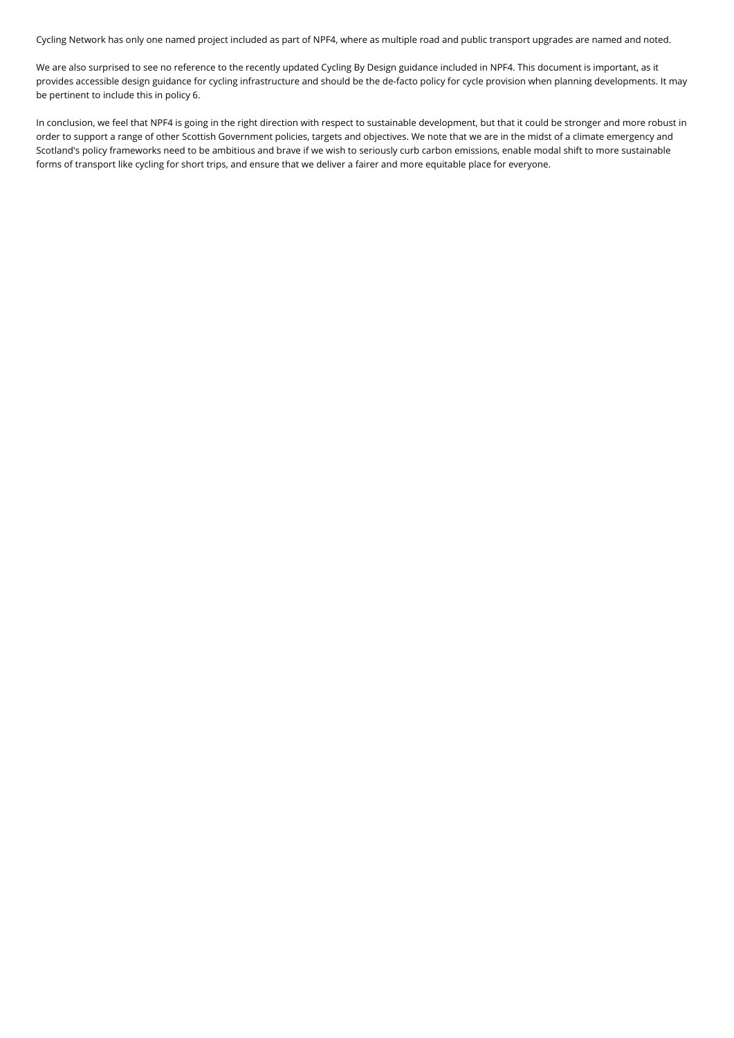Cycling Network has only one named project included as part of NPF4, where as multiple road and public transport upgrades are named and noted.

We are also surprised to see no reference to the recently updated Cycling By Design guidance included in NPF4. This document is important, as it provides accessible design guidance for cycling infrastructure and should be the de-facto policy for cycle provision when planning developments. It may be pertinent to include this in policy 6.

In conclusion, we feel that NPF4 is going in the right direction with respect to sustainable development, but that it could be stronger and more robust in order to support a range of other Scottish Government policies, targets and objectives. We note that we are in the midst of a climate emergency and Scotland's policy frameworks need to be ambitious and brave if we wish to seriously curb carbon emissions, enable modal shift to more sustainable forms of transport like cycling for short trips, and ensure that we deliver a fairer and more equitable place for everyone.